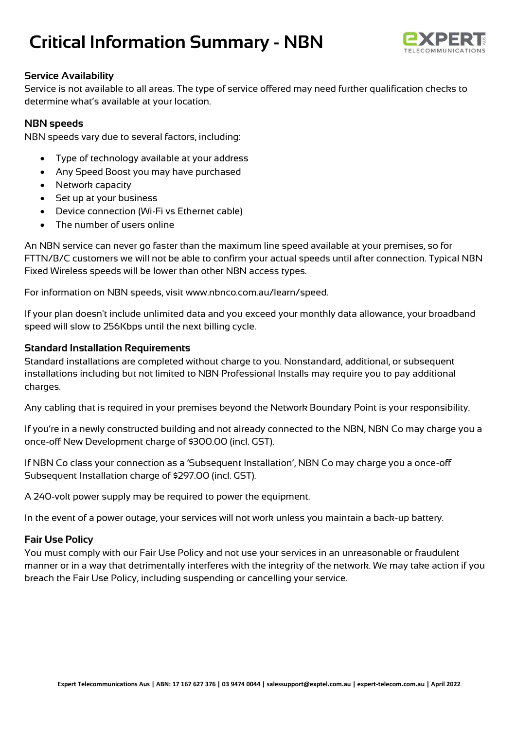# Critical Information Summary - NBN

## Service Availability

Service is not available to all areas. The type of service offered may need further qualification checks to determine what's available at your location.

## NBN speeds

NBN speeds vary due to several factors, including:

- Type of technology available at your address
- Any Speed Boost you may have purchased
- Network capacity
- Set up at your business
- Device connection (Wi-Fi vs Ethernet cable)
- The number of users online

An NBN service can never go faster than the maximum line speed available at your premises, so for FTTN/B/C customers we will not be able to confirm your actual speeds until after connection. Typical NBN Fixed Wireless speeds will be lower than other NBN access types.

For information on NBN speeds, visit www.nbnco.com.au/learn/speed.

If your plan doesn't include unlimited data and you exceed your monthly data allowance, your broadband speed will slow to 256Kbps until the next billing cycle.

## Standard Installation Requirements

Standard installations are completed without charge to you. Nonstandard, additional, or subsequent installations including but not limited to NBN Professional Installs may require you to pay additional charges.

Any cabling that is required in your premises beyond the Network Boundary Point is your responsibility.

If you're in a newly constructed building and not already connected to the NBN, NBN Co may charge you a once-off New Development charge of $300.00 (incl. GST).

If NBN Co class your connection as a 'Subsequent Installation', NBN Co may charge you a once-off Subsequent Installation charge of $297.00 (incl. GST).

A 240-volt power supply may be required to power the equipment.

In the event of a power outage, your services will not work unless you maintain a back-up battery.

## Fair Use Policy

You must comply with our Fair Use Policy and not use your services in an unreasonable or fraudulent manner or in a way that detrimentally interferes with the integrity of the network. We may take action if you breach the Fair Use Policy, including suspending or cancelling your service.

Expert Telecommunications Aus | ABN: 17 167 627 376 | 03 9474 0044 | salessupport@exptel.com.au | expert-telecom.com.au | April 2022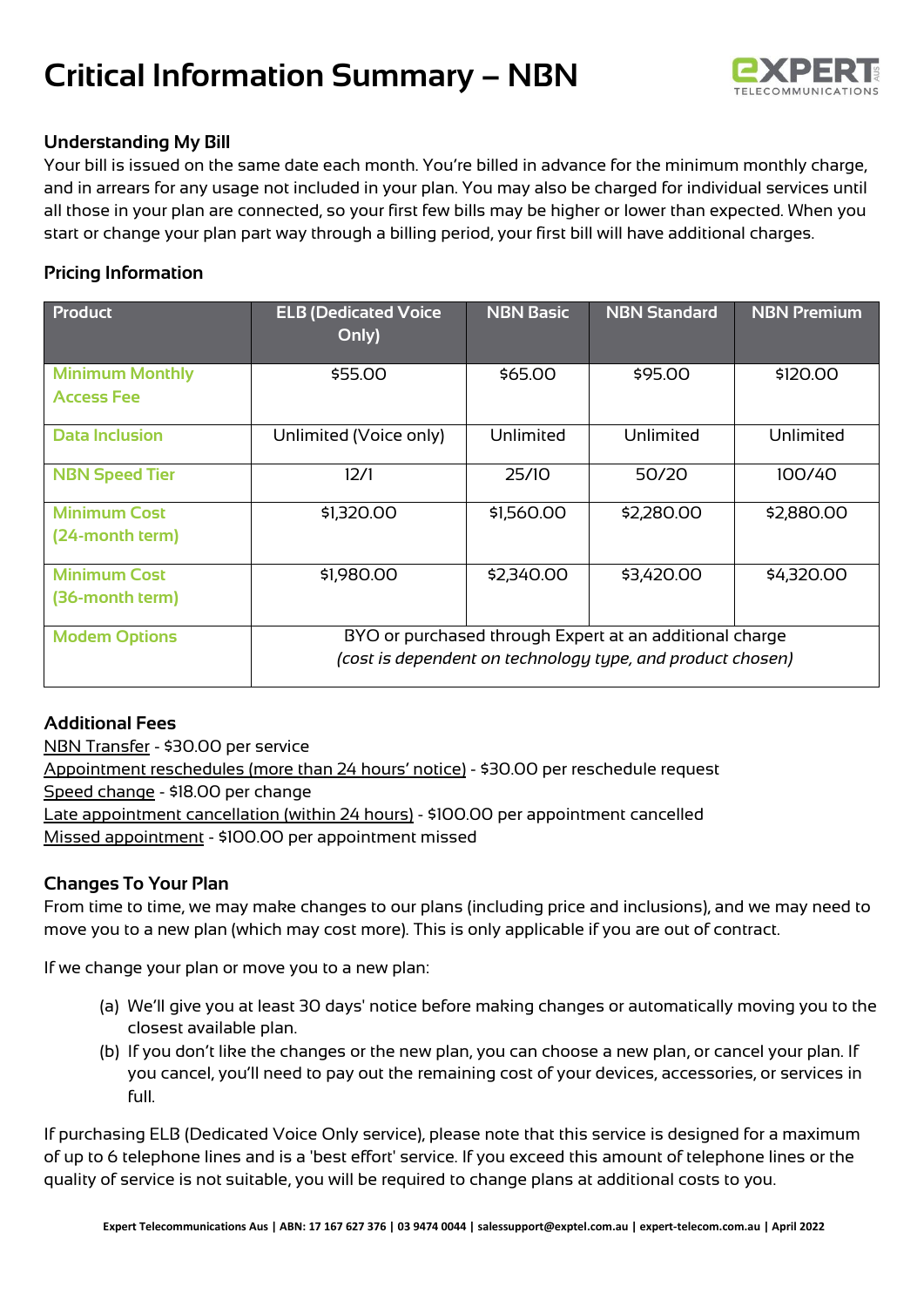# Critical Information Summary – NBN

## Understanding My Bill

Your bill is issued on the same date each month. You're billed in advance for the minimum monthly charge, and in arrears for any usage not included in your plan. You may also be charged for individual services until all those in your plan are connected, so your first few bills may be higher or lower than expected. When you start or change your plan part way through a billing period, your first bill will have additional charges.

## Pricing Information

| Product | ELB (Dedicated Voice Only) | NBN Basic | NBN Standard | NBN Premium |
|---|---|---|---|---|
| Minimum Monthly Access Fee | $55.00 | $65.00 | $95.00 | $120.00 |
| Data Inclusion | Unlimited (Voice only) | Unlimited | Unlimited | Unlimited |
| NBN Speed Tier | 12/1 | 25/10 | 50/20 | 100/40 |
| Minimum Cost (24-month term) | $1,320.00 | $1,560.00 | $2,280.00 | $2,880.00 |
| Minimum Cost (36-month term) | $1,980.00 | $2,340.00 | $3,420.00 | $4,320.00 |
| Modem Options | BYO or purchased through Expert at an additional charge *(cost is dependent on technology type, and product chosen)* | | | |

## Additional Fees

NBN Transfer - $30.00 per service
Appointment reschedules (more than 24 hours' notice) - $30.00 per reschedule request
Speed change - $18.00 per change
Late appointment cancellation (within 24 hours) - $100.00 per appointment cancelled
Missed appointment - $100.00 per appointment missed

## Changes To Your Plan

From time to time, we may make changes to our plans (including price and inclusions), and we may need to move you to a new plan (which may cost more). This is only applicable if you are out of contract.

If we change your plan or move you to a new plan:

(a) We'll give you at least 30 days' notice before making changes or automatically moving you to the closest available plan.
(b) If you don't like the changes or the new plan, you can choose a new plan, or cancel your plan. If you cancel, you'll need to pay out the remaining cost of your devices, accessories, or services in full.

If purchasing ELB (Dedicated Voice Only service), please note that this service is designed for a maximum of up to 6 telephone lines and is a 'best effort' service. If you exceed this amount of telephone lines or the quality of service is not suitable, you will be required to change plans at additional costs to you.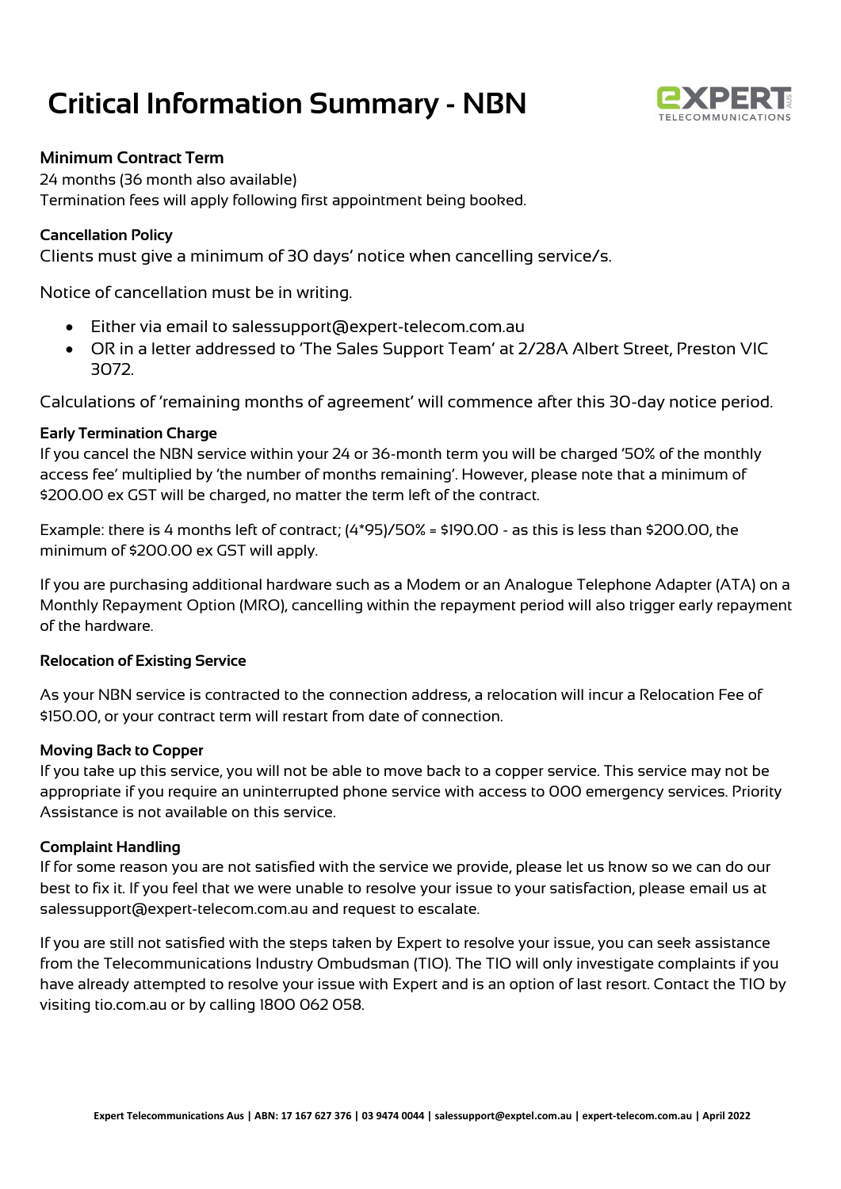# Critical Information Summary - NBN

## Minimum Contract Term

24 months (36 month also available)
Termination fees will apply following first appointment being booked.

### Cancellation Policy

Clients must give a minimum of 30 days' notice when cancelling service/s.

Notice of cancellation must be in writing.

- Either via email to salessupport@expert-telecom.com.au
- OR in a letter addressed to 'The Sales Support Team' at 2/28A Albert Street, Preston VIC 3072.

Calculations of 'remaining months of agreement' will commence after this 30-day notice period.

### Early Termination Charge

If you cancel the NBN service within your 24 or 36-month term you will be charged '50% of the monthly access fee' multiplied by 'the number of months remaining'. However, please note that a minimum of $200.00 ex GST will be charged, no matter the term left of the contract.

Example: there is 4 months left of contract; (4*95)/50% = $190.00 - as this is less than $200.00, the minimum of $200.00 ex GST will apply.

If you are purchasing additional hardware such as a Modem or an Analogue Telephone Adapter (ATA) on a Monthly Repayment Option (MRO), cancelling within the repayment period will also trigger early repayment of the hardware.

### Relocation of Existing Service

As your NBN service is contracted to the connection address, a relocation will incur a Relocation Fee of $150.00, or your contract term will restart from date of connection.

### Moving Back to Copper

If you take up this service, you will not be able to move back to a copper service. This service may not be appropriate if you require an uninterrupted phone service with access to 000 emergency services. Priority Assistance is not available on this service.

### Complaint Handling

If for some reason you are not satisfied with the service we provide, please let us know so we can do our best to fix it. If you feel that we were unable to resolve your issue to your satisfaction, please email us at salessupport@expert-telecom.com.au and request to escalate.

If you are still not satisfied with the steps taken by Expert to resolve your issue, you can seek assistance from the Telecommunications Industry Ombudsman (TIO). The TIO will only investigate complaints if you have already attempted to resolve your issue with Expert and is an option of last resort. Contact the TIO by visiting tio.com.au or by calling 1800 062 058.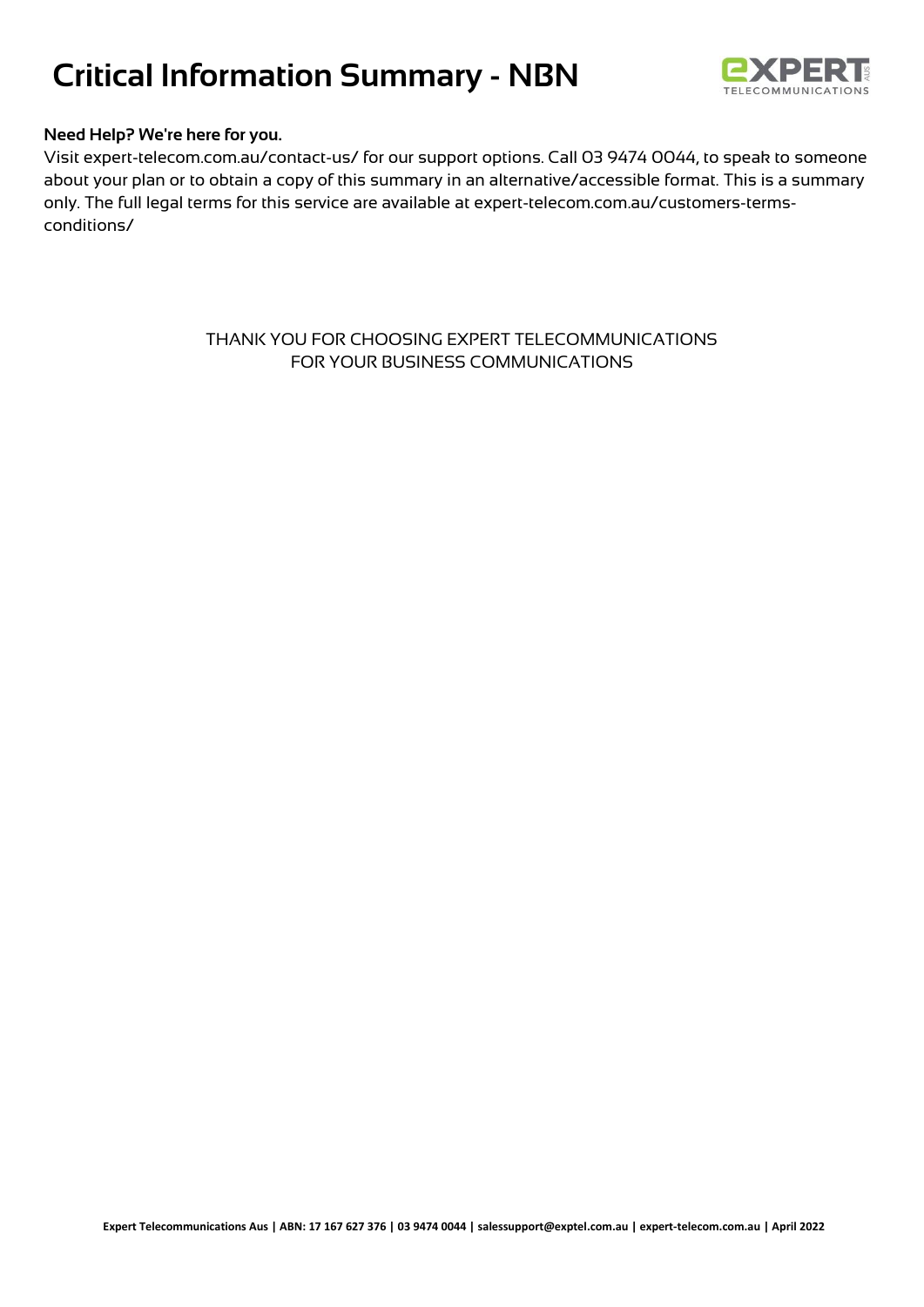# Critical Information Summary - NBN

**Need Help? We're here for you.**

Visit expert-telecom.com.au/contact-us/ for our support options. Call 03 9474 0044, to speak to someone about your plan or to obtain a copy of this summary in an alternative/accessible format. This is a summary only. The full legal terms for this service are available at expert-telecom.com.au/customers-terms-conditions/

THANK YOU FOR CHOOSING EXPERT TELECOMMUNICATIONS
FOR YOUR BUSINESS COMMUNICATIONS